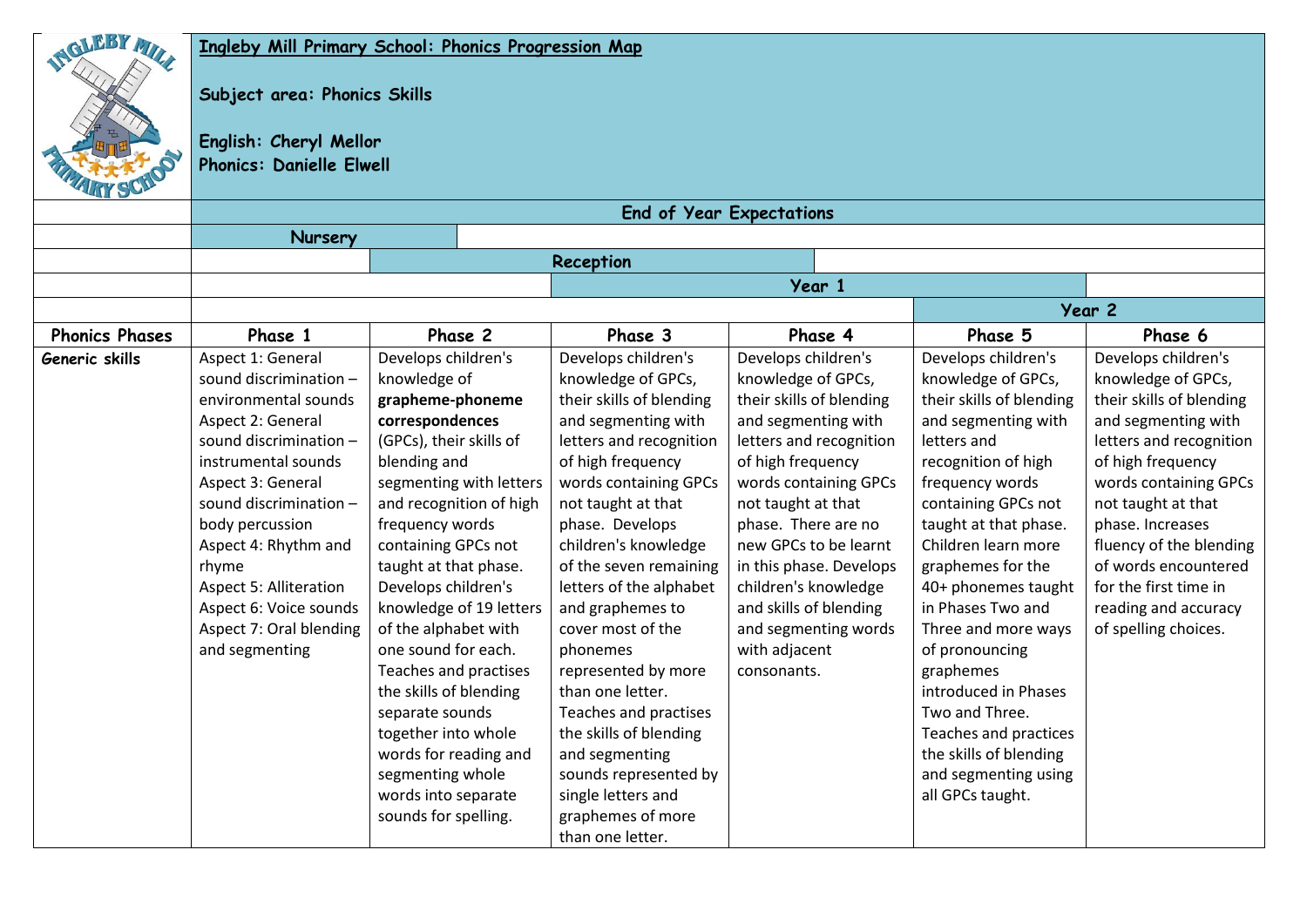**Ingleby Mill Primary School: Phonics Progression Map**

**Subject area: Phonics Skills**

**English: Cheryl Mellor**
**Phonics: Danielle Elwell**

| | End of Year Expectations | | | | | |
|---|---|---|---|---|---|---|
| | Nursery | | | | | |
| | | Reception | | | | |
| | | | Year 1 | | | |
| | | | | | Year 2 | |
| **Phonics Phases** | **Phase 1** | **Phase 2** | **Phase 3** | **Phase 4** | **Phase 5** | **Phase 6** |
| **Generic skills** | Aspect 1: General sound discrimination – environmental sounds<br>Aspect 2: General sound discrimination – instrumental sounds<br>Aspect 3: General sound discrimination – body percussion<br>Aspect 4: Rhythm and rhyme<br>Aspect 5: Alliteration<br>Aspect 6: Voice sounds<br>Aspect 7: Oral blending and segmenting | Develops children's knowledge of **grapheme-phoneme correspondences** (GPCs), their skills of blending and segmenting with letters and recognition of high frequency words containing GPCs not taught at that phase. Develops children's knowledge of 19 letters of the alphabet with one sound for each. Teaches and practises the skills of blending separate sounds together into whole words for reading and segmenting whole words into separate sounds for spelling. | Develops children's knowledge of GPCs, their skills of blending and segmenting with letters and recognition of high frequency words containing GPCs not taught at that phase. Develops children's knowledge of the seven remaining letters of the alphabet and graphemes to cover most of the phonemes represented by more than one letter. Teaches and practises the skills of blending and segmenting sounds represented by single letters and graphemes of more than one letter. | Develops children's knowledge of GPCs, their skills of blending and segmenting with letters and recognition of high frequency words containing GPCs not taught at that phase. There are no new GPCs to be learnt in this phase. Develops children's knowledge and skills of blending and segmenting words with adjacent consonants. | Develops children's knowledge of GPCs, their skills of blending and segmenting with letters and recognition of high frequency words containing GPCs not taught at that phase. Children learn more graphemes for the 40+ phonemes taught in Phases Two and Three and more ways of pronouncing graphemes introduced in Phases Two and Three. Teaches and practices the skills of blending and segmenting using all GPCs taught. | Develops children's knowledge of GPCs, their skills of blending and segmenting with letters and recognition of high frequency words containing GPCs not taught at that phase. Increases fluency of the blending of words encountered for the first time in reading and accuracy of spelling choices. |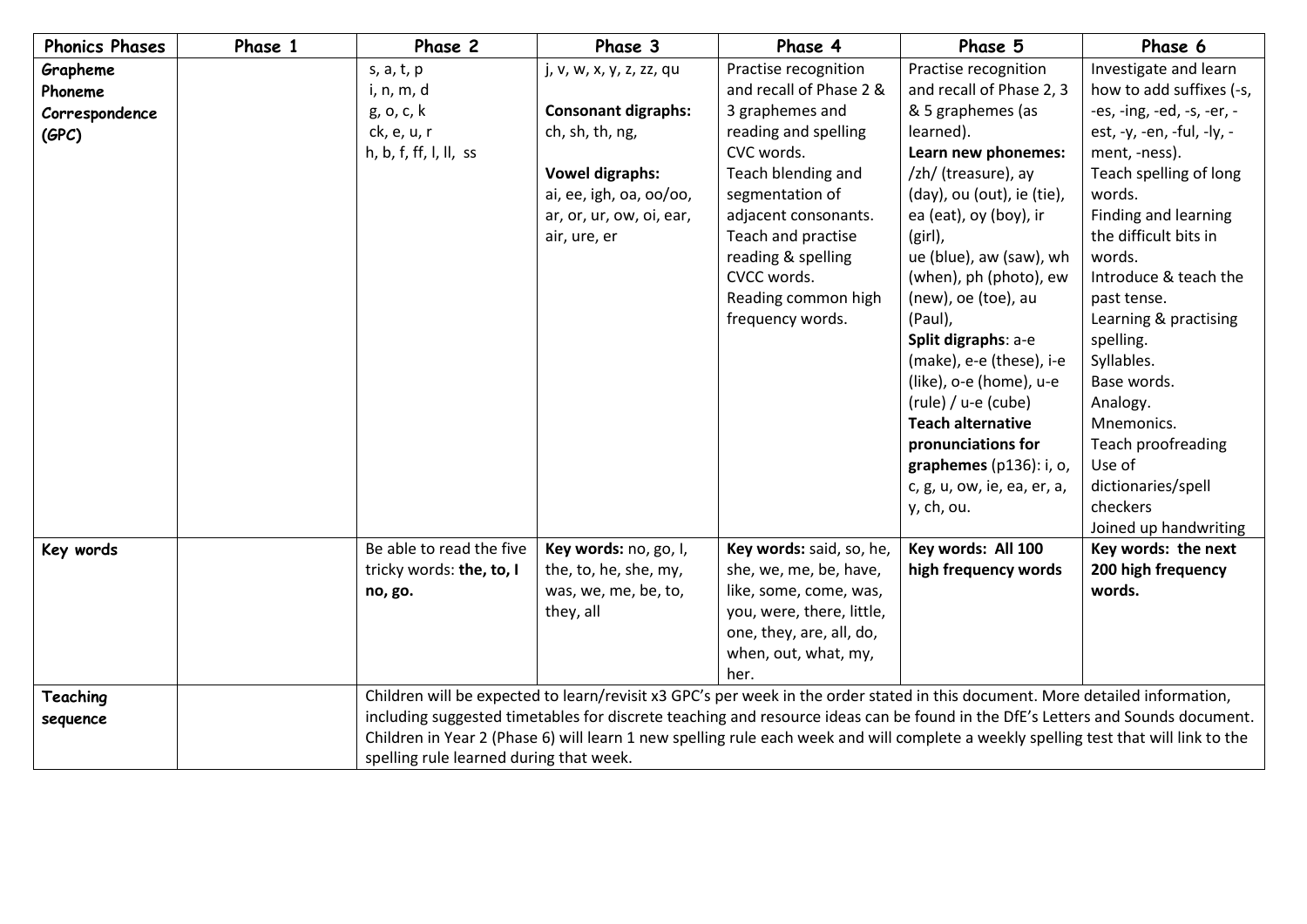| Phonics Phases | Phase 1 | Phase 2 | Phase 3 | Phase 4 | Phase 5 | Phase 6 |
|---|---|---|---|---|---|---|
| **Grapheme Phoneme Correspondence (GPC)** | | s, a, t, p<br>i, n, m, d<br>g, o, c, k<br>ck, e, u, r<br>h, b, f, ff, l, ll, ss | j, v, w, x, y, z, zz, qu<br><br>**Consonant digraphs:** ch, sh, th, ng,<br><br>**Vowel digraphs:** ai, ee, igh, oa, oo/oo, ar, or, ur, ow, oi, ear, air, ure, er | Practise recognition and recall of Phase 2 & 3 graphemes and reading and spelling CVC words.<br>Teach blending and segmentation of adjacent consonants.<br>Teach and practise reading & spelling CVCC words.<br>Reading common high frequency words. | Practise recognition and recall of Phase 2, 3 & 5 graphemes (as learned).<br>**Learn new phonemes:** /zh/ (treasure), ay (day), ou (out), ie (tie), ea (eat), oy (boy), ir (girl), ue (blue), aw (saw), wh (when), ph (photo), ew (new), oe (toe), au (Paul),<br>**Split digraphs**: a-e (make), e-e (these), i-e (like), o-e (home), u-e (rule) / u-e (cube)<br>**Teach alternative pronunciations for graphemes** (p136): i, o, c, g, u, ow, ie, ea, er, a, y, ch, ou. | Investigate and learn how to add suffixes (-s, -es, -ing, -ed, -s, -er, -est, -y, -en, -ful, -ly, -ment, -ness).<br>Teach spelling of long words.<br>Finding and learning the difficult bits in words.<br>Introduce & teach the past tense.<br>Learning & practising spelling.<br>Syllables.<br>Base words.<br>Analogy.<br>Mnemonics.<br>Teach proofreading<br>Use of dictionaries/spell checkers<br>Joined up handwriting |
| **Key words** | | Be able to read the five tricky words: **the, to, I no, go.** | **Key words:** no, go, I, the, to, he, she, my, was, we, me, be, to, they, all | **Key words:** said, so, he, she, we, me, be, have, like, some, come, was, you, were, there, little, one, they, are, all, do, when, out, what, my, her. | **Key words: All 100 high frequency words** | **Key words: the next 200 high frequency words.** |
| **Teaching sequence** | | Children will be expected to learn/revisit x3 GPC's per week in the order stated in this document. More detailed information, including suggested timetables for discrete teaching and resource ideas can be found in the DfE's Letters and Sounds document. Children in Year 2 (Phase 6) will learn 1 new spelling rule each week and will complete a weekly spelling test that will link to the spelling rule learned during that week. | | | | |